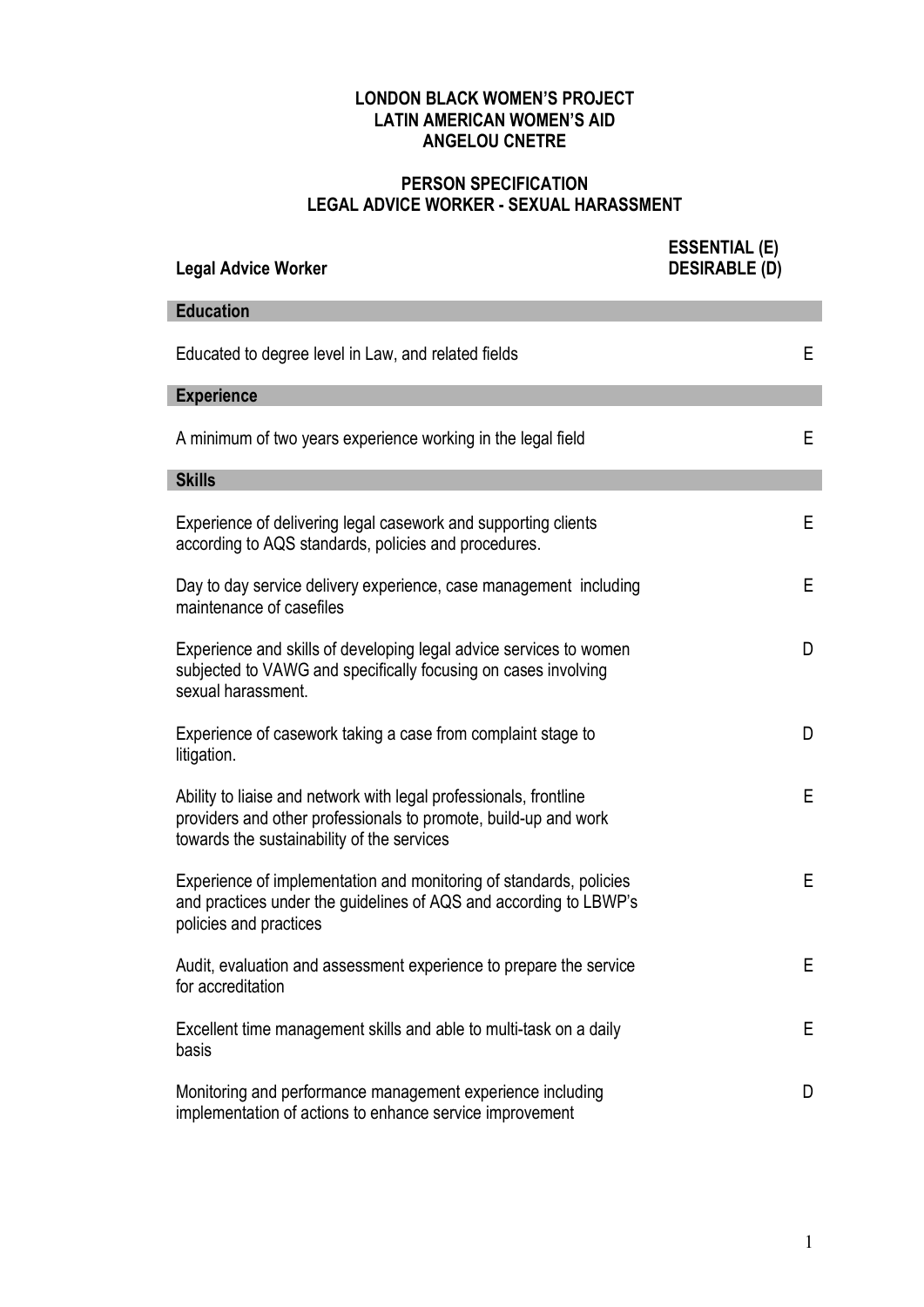**LONDON BLACK WOMEN'S PROJECT**
**LATIN AMERICAN WOMEN'S AID**
**ANGELOU CNETRE**

# PERSON SPECIFICATION
## LEGAL ADVICE WORKER - SEXUAL HARASSMENT

| **Legal Advice Worker** | **ESSENTIAL (E) DESIRABLE (D)** |
|---|---|
| **Education** | |
| Educated to degree level in Law, and related fields | E |
| **Experience** | |
| A minimum of two years experience working in the legal field | E |
| **Skills** | |
| Experience of delivering legal casework and supporting clients according to AQS standards, policies and procedures. | E |
| Day to day service delivery experience, case management including maintenance of casefiles | E |
| Experience and skills of developing legal advice services to women subjected to VAWG and specifically focusing on cases involving sexual harassment. | D |
| Experience of casework taking a case from complaint stage to litigation. | D |
| Ability to liaise and network with legal professionals, frontline providers and other professionals to promote, build-up and work towards the sustainability of the services | E |
| Experience of implementation and monitoring of standards, policies and practices under the guidelines of AQS and according to LBWP's policies and practices | E |
| Audit, evaluation and assessment experience to prepare the service for accreditation | E |
| Excellent time management skills and able to multi-task on a daily basis | E |
| Monitoring and performance management experience including implementation of actions to enhance service improvement | D |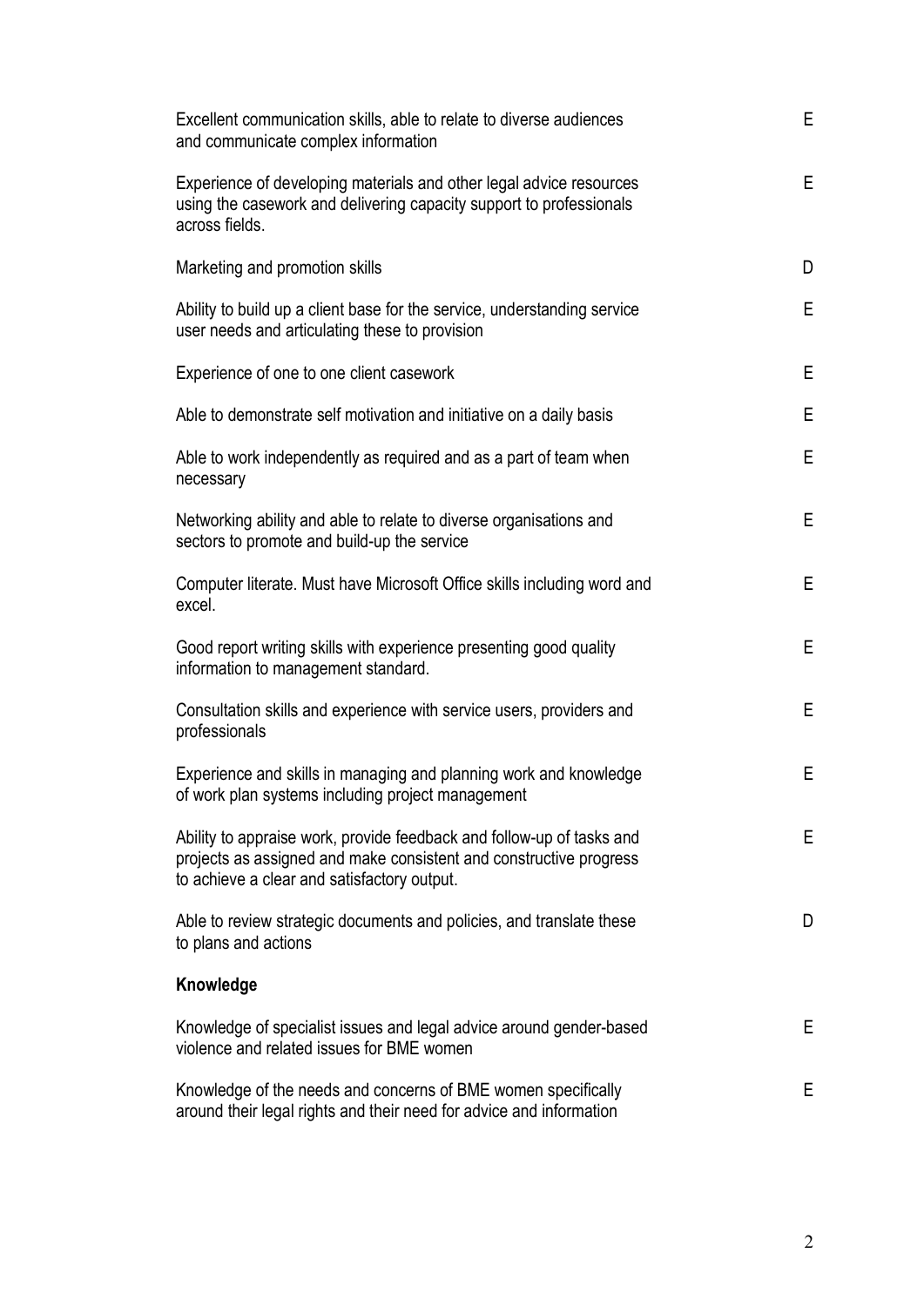| | |
|---|---|
| Excellent communication skills, able to relate to diverse audiences and communicate complex information | E |
| Experience of developing materials and other legal advice resources using the casework and delivering capacity support to professionals across fields. | E |
| Marketing and promotion skills | D |
| Ability to build up a client base for the service, understanding service user needs and articulating these to provision | E |
| Experience of one to one client casework | E |
| Able to demonstrate self motivation and initiative on a daily basis | E |
| Able to work independently as required and as a part of team when necessary | E |
| Networking ability and able to relate to diverse organisations and sectors to promote and build-up the service | E |
| Computer literate. Must have Microsoft Office skills including word and excel. | E |
| Good report writing skills with experience presenting good quality information to management standard. | E |
| Consultation skills and experience with service users, providers and professionals | E |
| Experience and skills in managing and planning work and knowledge of work plan systems including project management | E |
| Ability to appraise work, provide feedback and follow-up of tasks and projects as assigned and make consistent and constructive progress to achieve a clear and satisfactory output. | E |
| Able to review strategic documents and policies, and translate these to plans and actions | D |
| **Knowledge** | |
| Knowledge of specialist issues and legal advice around gender-based violence and related issues for BME women | E |
| Knowledge of the needs and concerns of BME women specifically around their legal rights and their need for advice and information | E |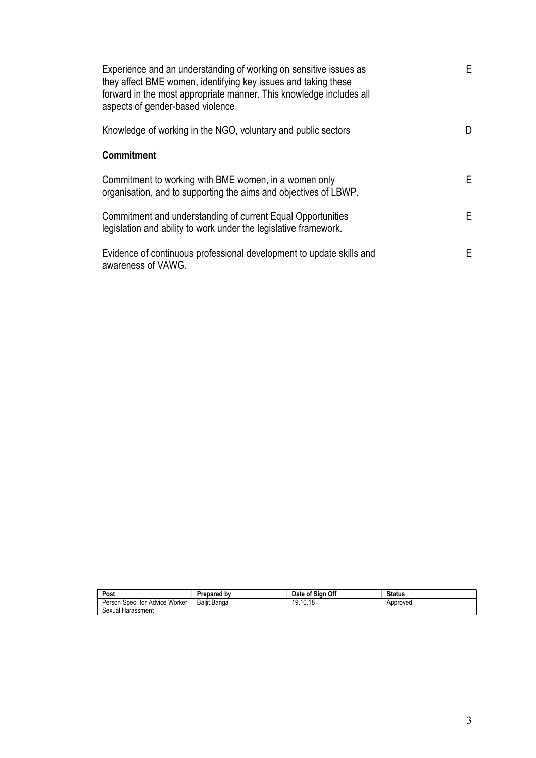| | |
|---|---|
| Experience and an understanding of working on sensitive issues as they affect BME women, identifying key issues and taking these forward in the most appropriate manner. This knowledge includes all aspects of gender-based violence | E |
| Knowledge of working in the NGO, voluntary and public sectors | D |

**Commitment**

| | |
|---|---|
| Commitment to working with BME women, in a women only organisation, and to supporting the aims and objectives of LBWP. | E |
| Commitment and understanding of current Equal Opportunities legislation and ability to work under the legislative framework. | E |
| Evidence of continuous professional development to update skills and awareness of VAWG. | E |

| Post | Prepared by | Date of Sign Off | Status |
|---|---|---|---|
| Person Spec for Advice Worker Sexual Harassment | Baljit Banga | 19.10.18 | Approved |